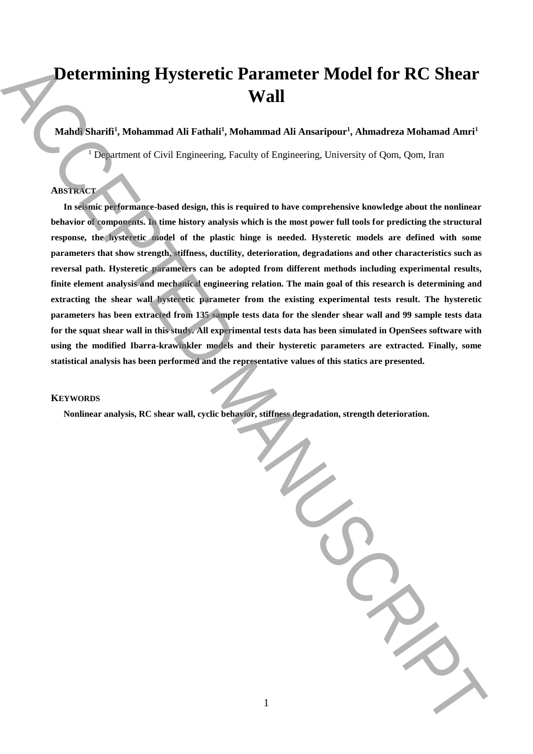# Determining Hysteretic Parameter Model for RC Shear Wall

**Mahdi Sharifi[1], Mohammad Ali Fathali[1], Mohammad Ali Ansaripour[1], Ahmadreza Mohamad Amri[1]**

[1] Department of Civil Engineering, Faculty of Engineering, University of Qom, Qom, Iran

## ABSTRACT

**In seismic performance-based design, this is required to have comprehensive knowledge about the nonlinear behavior of components. In time history analysis which is the most power full tools for predicting the structural response, the hysteretic model of the plastic hinge is needed. Hysteretic models are defined with some parameters that show strength, stiffness, ductility, deterioration, degradations and other characteristics such as reversal path. Hysteretic parameters can be adopted from different methods including experimental results, finite element analysis and mechanical engineering relation. The main goal of this research is determining and extracting the shear wall hysteretic parameter from the existing experimental tests result. The hysteretic parameters has been extracted from 135 sample tests data for the slender shear wall and 99 sample tests data for the squat shear wall in this study. All experimental tests data has been simulated in OpenSees software with using the modified Ibarra-krawinkler models and their hysteretic parameters are extracted. Finally, some statistical analysis has been performed and the representative values of this statics are presented.**

## KEYWORDS

**Nonlinear analysis, RC shear wall, cyclic behavior, stiffness degradation, strength deterioration.**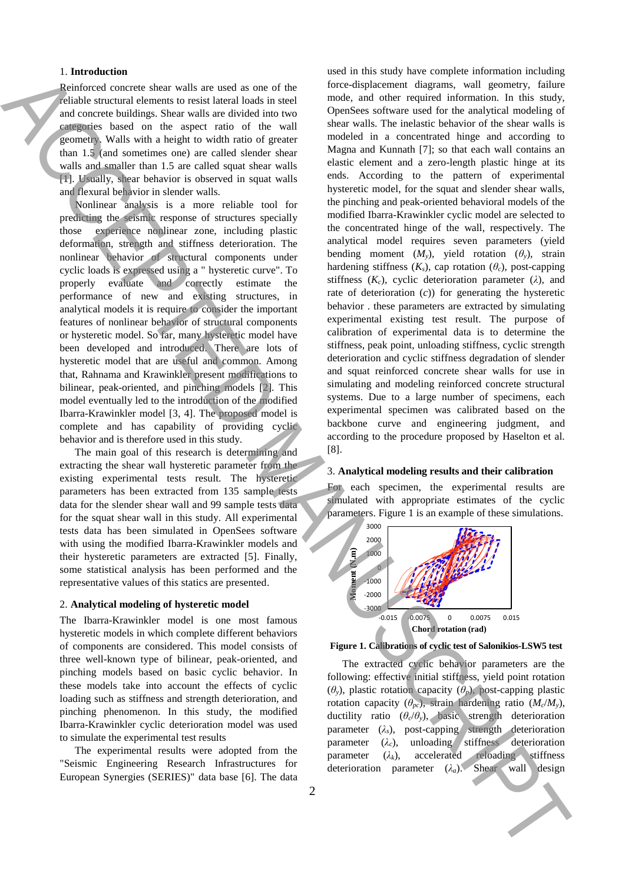## 1. **Introduction**

Reinforced concrete shear walls are used as one of the reliable structural elements to resist lateral loads in steel and concrete buildings. Shear walls are divided into two categories based on the aspect ratio of the wall geometry. Walls with a height to width ratio of greater than 1.5 (and sometimes one) are called slender shear walls and smaller than 1.5 are called squat shear walls [1]. Usually, shear behavior is observed in squat walls and flexural behavior in slender walls.

Nonlinear analysis is a more reliable tool for predicting the seismic response of structures specially those experience nonlinear zone, including plastic deformation, strength and stiffness deterioration. The nonlinear behavior of structural components under cyclic loads is expressed using a " hysteretic curve". To properly evaluate and correctly estimate the performance of new and existing structures, in analytical models it is require to consider the important features of nonlinear behavior of structural components or hysteretic model. So far, many hysteretic model have been developed and introduced. There are lots of hysteretic model that are useful and common. Among that, Rahnama and Krawinkler present modifications to bilinear, peak-oriented, and pinching models [2]. This model eventually led to the introduction of the modified Ibarra-Krawinkler model [3, 4]. The proposed model is complete and has capability of providing cyclic behavior and is therefore used in this study.

The main goal of this research is determining and extracting the shear wall hysteretic parameter from the existing experimental tests result. The hysteretic parameters has been extracted from 135 sample tests data for the slender shear wall and 99 sample tests data for the squat shear wall in this study. All experimental tests data has been simulated in OpenSees software with using the modified Ibarra-Krawinkler models and their hysteretic parameters are extracted [5]. Finally, some statistical analysis has been performed and the representative values of this statics are presented.

## 2. **Analytical modeling of hysteretic model**

The Ibarra-Krawinkler model is one most famous hysteretic models in which complete different behaviors of components are considered. This model consists of three well-known type of bilinear, peak-oriented, and pinching models based on basic cyclic behavior. In these models take into account the effects of cyclic loading such as stiffness and strength deterioration, and pinching phenomenon. In this study, the modified Ibarra-Krawinkler cyclic deterioration model was used to simulate the experimental test results

The experimental results were adopted from the "Seismic Engineering Research Infrastructures for European Synergies (SERIES)" data base [6]. The data used in this study have complete information including force-displacement diagrams, wall geometry, failure mode, and other required information. In this study, OpenSees software used for the analytical modeling of shear walls. The inelastic behavior of the shear walls is modeled in a concentrated hinge and according to Magna and Kunnath [7]; so that each wall contains an elastic element and a zero-length plastic hinge at its ends. According to the pattern of experimental hysteretic model, for the squat and slender shear walls, the pinching and peak-oriented behavioral models of the modified Ibarra-Krawinkler cyclic model are selected to the concentrated hinge of the wall, respectively. The analytical model requires seven parameters (yield bending moment ($M_y$), yield rotation ($\theta_y$), strain hardening stiffness ($K_s$), cap rotation ($\theta_c$), post-capping stiffness ($K_c$), cyclic deterioration parameter ($\lambda$), and rate of deterioration ($c$)) for generating the hysteretic behavior . these parameters are extracted by simulating experimental existing test result. The purpose of calibration of experimental data is to determine the stiffness, peak point, unloading stiffness, cyclic strength deterioration and cyclic stiffness degradation of slender and squat reinforced concrete shear walls for use in simulating and modeling reinforced concrete structural systems. Due to a large number of specimens, each experimental specimen was calibrated based on the backbone curve and engineering judgment, and according to the procedure proposed by Haselton et al. [8].

## 3. **Analytical modeling results and their calibration**

For each specimen, the experimental results are simulated with appropriate estimates of the cyclic parameters. Figure 1 is an example of these simulations.

**Figure 1. Calibrations of cyclic test of Salonikios-LSW5 test**

The extracted cyclic behavior parameters are the following: effective initial stiffness, yield point rotation ($\theta_y$), plastic rotation capacity ($\theta_p$), post-capping plastic rotation capacity ($\theta_{pc}$), strain hardening ratio ($M_c/M_y$), ductility ratio ($\theta_c/\theta_y$), basic strength deterioration parameter ($\lambda_s$), post-capping strength deterioration parameter ($\lambda_c$), unloading stiffness deterioration parameter ($\lambda_k$), accelerated reloading stiffness deterioration parameter ($\lambda_a$). Shear wall design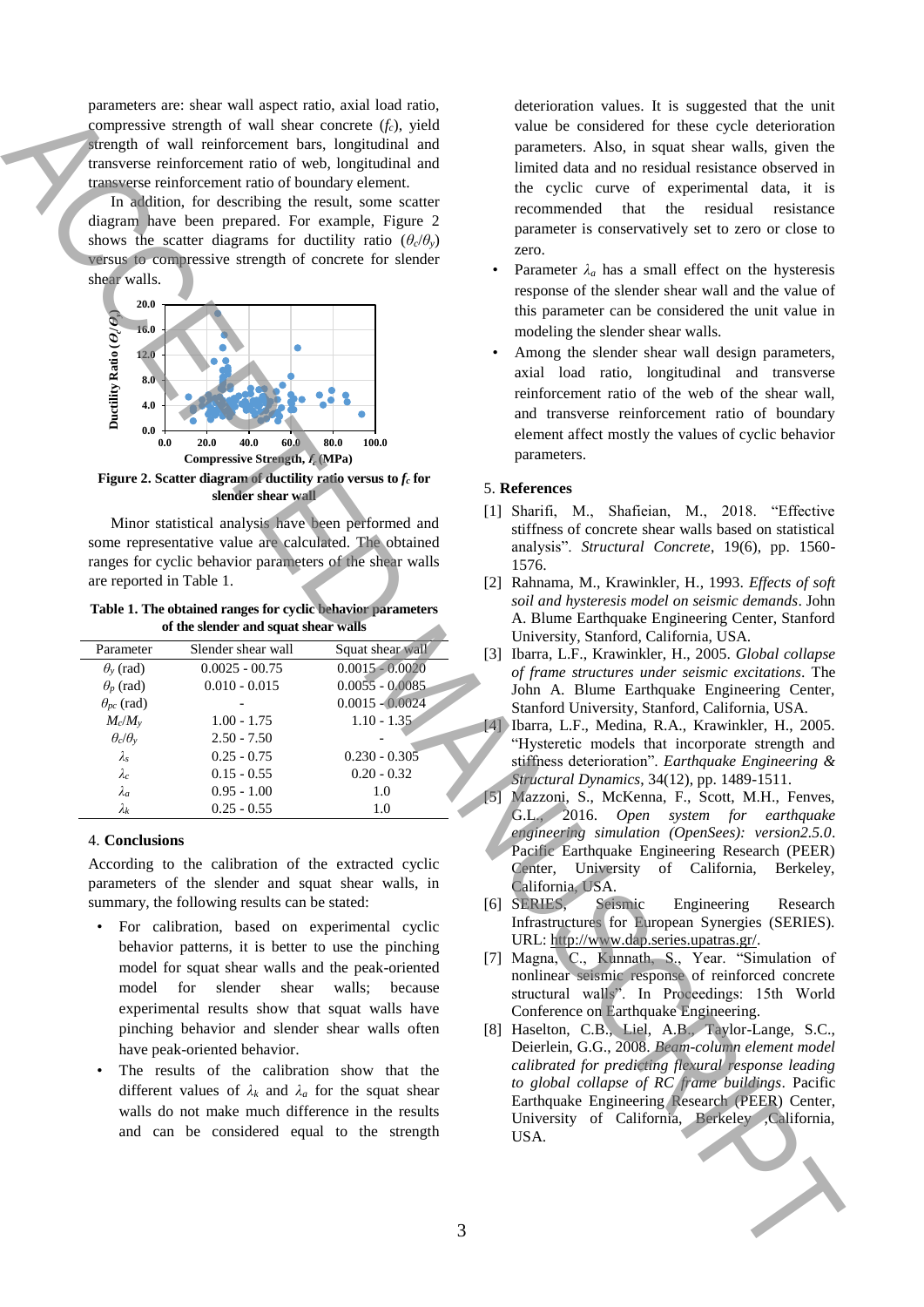parameters are: shear wall aspect ratio, axial load ratio, compressive strength of wall shear concrete ($f_c$), yield strength of wall reinforcement bars, longitudinal and transverse reinforcement ratio of web, longitudinal and transverse reinforcement ratio of boundary element.

In addition, for describing the result, some scatter diagram have been prepared. For example, Figure 2 shows the scatter diagrams for ductility ratio ($\theta_c/\theta_y$) versus to compressive strength of concrete for slender shear walls.

Ductility Ratio ($\theta_c/\theta_y$)
20.0
16.0
12.0
8.0
4.0
0.0
0.0 20.0 40.0 60.0 80.0 100.0
Compressive Strength, $f_c$ (MPa)

**Figure 2. Scatter diagram of ductility ratio versus to $f_c$ for slender shear wall**

Minor statistical analysis have been performed and some representative value are calculated. The obtained ranges for cyclic behavior parameters of the shear walls are reported in Table 1.

**Table 1. The obtained ranges for cyclic behavior parameters of the slender and squat shear walls**

| Parameter | Slender shear wall | Squat shear wall |
|---|---|---|
| $\theta_y$ (rad) | 0.0025 - 00.75 | 0.0015 - 0.0020 |
| $\theta_p$ (rad) | 0.010 - 0.015 | 0.0055 - 0.0085 |
| $\theta_{pc}$ (rad) | - | 0.0015 - 0.0024 |
| $M_c/M_y$ | 1.00 - 1.75 | 1.10 - 1.35 |
| $\theta_c/\theta_y$ | 2.50 - 7.50 | - |
| $\lambda_s$ | 0.25 - 0.75 | 0.230 - 0.305 |
| $\lambda_c$ | 0.15 - 0.55 | 0.20 - 0.32 |
| $\lambda_a$ | 0.95 - 1.00 | 1.0 |
| $\lambda_k$ | 0.25 - 0.55 | 1.0 |

## 4. Conclusions

According to the calibration of the extracted cyclic parameters of the slender and squat shear walls, in summary, the following results can be stated:

- For calibration, based on experimental cyclic behavior patterns, it is better to use the pinching model for squat shear walls and the peak-oriented model for slender shear walls; because experimental results show that squat walls have pinching behavior and slender shear walls often have peak-oriented behavior.
- The results of the calibration show that the different values of $\lambda_k$ and $\lambda_a$ for the squat shear walls do not make much difference in the results and can be considered equal to the strength deterioration values. It is suggested that the unit value be considered for these cycle deterioration parameters. Also, in squat shear walls, given the limited data and no residual resistance observed in the cyclic curve of experimental data, it is recommended that the residual resistance parameter is conservatively set to zero or close to zero.
- Parameter $\lambda_a$ has a small effect on the hysteresis response of the slender shear wall and the value of this parameter can be considered the unit value in modeling the slender shear walls.
- Among the slender shear wall design parameters, axial load ratio, longitudinal and transverse reinforcement ratio of the web of the shear wall, and transverse reinforcement ratio of boundary element affect mostly the values of cyclic behavior parameters.

## 5. References

[1] Sharifi, M., Shafieian, M., 2018. "Effective stiffness of concrete shear walls based on statistical analysis". *Structural Concrete*, 19(6), pp. 1560-1576.

[2] Rahnama, M., Krawinkler, H., 1993. *Effects of soft soil and hysteresis model on seismic demands*. John A. Blume Earthquake Engineering Center, Stanford University, Stanford, California, USA.

[3] Ibarra, L.F., Krawinkler, H., 2005. *Global collapse of frame structures under seismic excitations*. The John A. Blume Earthquake Engineering Center, Stanford University, Stanford, California, USA.

[4] Ibarra, L.F., Medina, R.A., Krawinkler, H., 2005. "Hysteretic models that incorporate strength and stiffness deterioration". *Earthquake Engineering & Structural Dynamics*, 34(12), pp. 1489-1511.

[5] Mazzoni, S., McKenna, F., Scott, M.H., Fenves, G.L., 2016. *Open system for earthquake engineering simulation (OpenSees): version2.5.0*. Pacific Earthquake Engineering Research (PEER) Center, University of California, Berkeley, California, USA.

[6] SERIES, Seismic Engineering Research Infrastructures for European Synergies (SERIES). URL: http://www.dap.series.upatras.gr/.

[7] Magna, C., Kunnath, S., Year. "Simulation of nonlinear seismic response of reinforced concrete structural walls". In Proceedings: 15th World Conference on Earthquake Engineering.

[8] Haselton, C.B., Liel, A.B., Taylor-Lange, S.C., Deierlein, G.G., 2008. *Beam-column element model calibrated for predicting flexural response leading to global collapse of RC frame buildings*. Pacific Earthquake Engineering Research (PEER) Center, University of California, Berkeley ,California, USA.